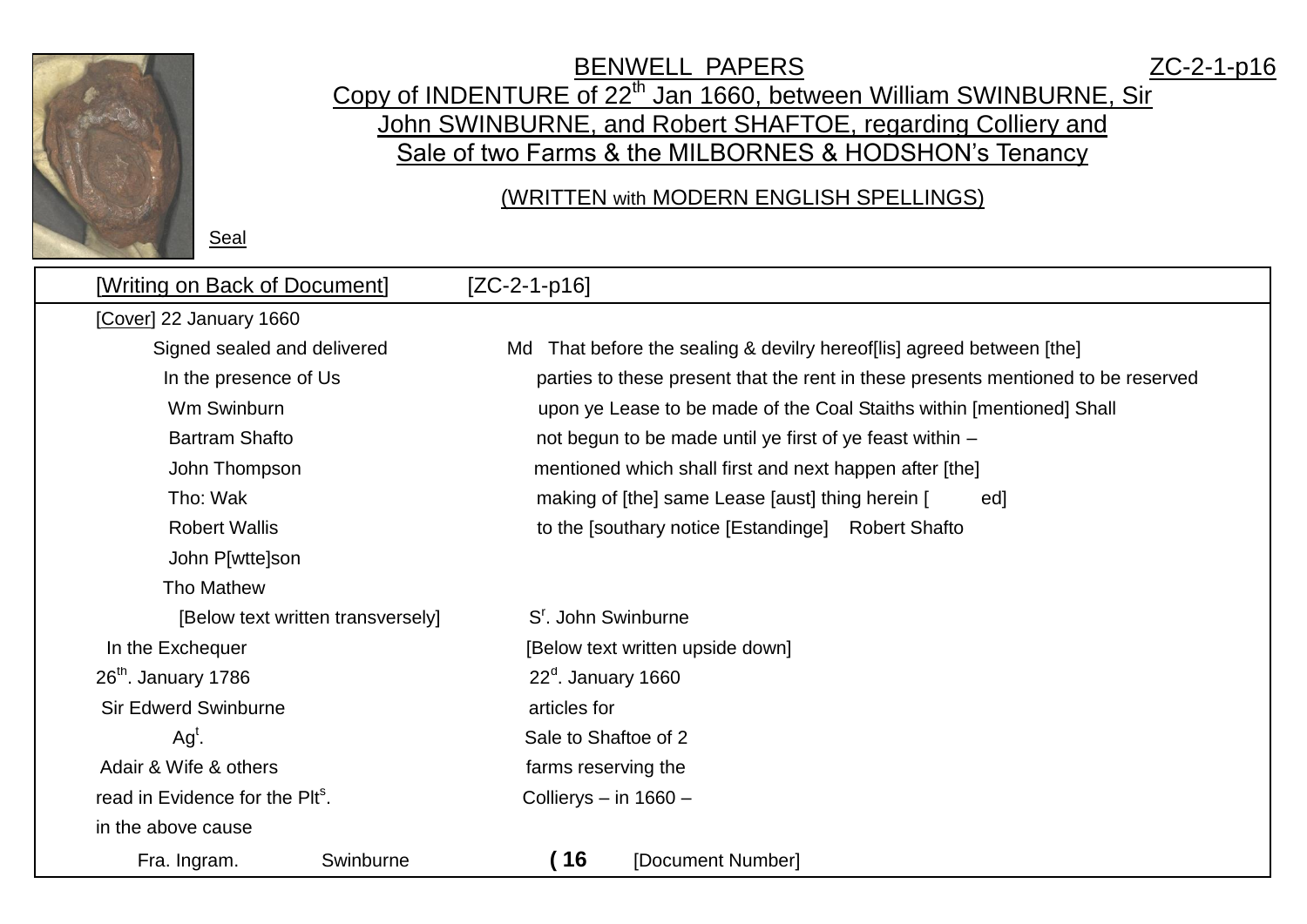# BENWELL PAPERS

ZC-2-1-p16

## Copy of INDENTURE of 22[th] Jan 1660, between William SWINBURNE, Sir John SWINBURNE, and Robert SHAFTOE, regarding Colliery and Sale of two Farms & the MILBORNES & HODSHON's Tenancy

(WRITTEN with MODERN ENGLISH SPELLINGS)

Seal

[Writing on Back of Document] [ZC-2-1-p16]

[Cover] 22 January 1660

Signed sealed and delivered
In the presence of Us
Wm Swinburn
Bartram Shafto
John Thompson
Tho: Wak
Robert Wallis
John P[wtte]son
Tho Mathew

Md That before the sealing & devilry hereof[lis] agreed between [the] parties to these present that the rent in these presents mentioned to be reserved upon ye Lease to be made of the Coal Staiths within [mentioned] Shall not begun to be made until ye first of ye feast within – mentioned which shall first and next happen after [the] making of [the] same Lease [aust] thing herein [ ed] to the [southary notice [Estandinge] Robert Shafto

S[r]. John Swinburne

[Below text written transversely]

In the Exchequer
26[th]. January 1786
Sir Edwerd Swinburne
Ag[t].
Adair & Wife & others
read in Evidence for the Plt[s].
in the above cause

[Below text written upside down]

22[d]. January 1660
articles for
Sale to Shaftoe of 2
farms reserving the
Collierys – in 1660 –

Fra. Ingram. Swinburne

( 16 [Document Number]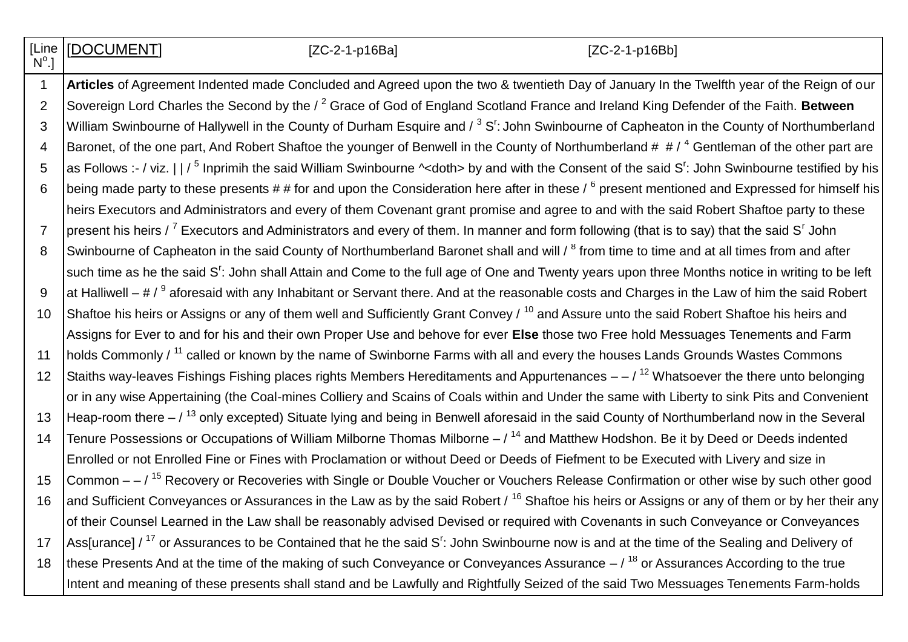| [Line N°.] | [DOCUMENT] [ZC-2-1-p16Ba] [ZC-2-1-p16Bb] |
|---|---|
| 1 | **Articles** of Agreement Indented made Concluded and Agreed upon the two & twentieth Day of January In the Twelfth year of the Reign of our |
| 2 | Sovereign Lord Charles the Second by the / [2] Grace of God of England Scotland France and Ireland King Defender of the Faith. **Between** |
| 3 | William Swinbourne of Hallywell in the County of Durham Esquire and / [3] S$^{r}$: John Swinbourne of Capheaton in the County of Northumberland |
| 4 | Baronet, of the one part, And Robert Shaftoe the younger of Benwell in the County of Northumberland # # / [4] Gentleman of the other part are |
| 5 | as Follows :- / viz. \| \| / [5] Inprimih the said William Swinbourne ^<doth> by and with the Consent of the said S$^{r}$: John Swinbourne testified by his |
| 6 | being made party to these presents # # for and upon the Consideration here after in these / [6] present mentioned and Expressed for himself his |
| | heirs Executors and Administrators and every of them Covenant grant promise and agree to and with the said Robert Shaftoe party to these |
| 7 | present his heirs / [7] Executors and Administrators and every of them. In manner and form following (that is to say) that the said S$^{r}$ John |
| 8 | Swinbourne of Capheaton in the said County of Northumberland Baronet shall and will / [8] from time to time and at all times from and after |
| | such time as he the said S$^{r}$: John shall Attain and Come to the full age of One and Twenty years upon three Months notice in writing to be left |
| 9 | at Halliwell – # / [9] aforesaid with any Inhabitant or Servant there. And at the reasonable costs and Charges in the Law of him the said Robert |
| 10 | Shaftoe his heirs or Assigns or any of them well and Sufficiently Grant Convey / [10] and Assure unto the said Robert Shaftoe his heirs and |
| | Assigns for Ever to and for his and their own Proper Use and behove for ever **Else** those two Free hold Messuages Tenements and Farm |
| 11 | holds Commonly / [11] called or known by the name of Swinborne Farms with all and every the houses Lands Grounds Wastes Commons |
| 12 | Staiths way-leaves Fishings Fishing places rights Members Hereditaments and Appurtenances – – / [12] Whatsoever the there unto belonging |
| | or in any wise Appertaining (the Coal-mines Colliery and Scains of Coals within and Under the same with Liberty to sink Pits and Convenient |
| 13 | Heap-room there – / [13] only excepted) Situate lying and being in Benwell aforesaid in the said County of Northumberland now in the Several |
| 14 | Tenure Possessions or Occupations of William Milborne Thomas Milborne – / [14] and Matthew Hodshon. Be it by Deed or Deeds indented |
| | Enrolled or not Enrolled Fine or Fines with Proclamation or without Deed or Deeds of Fiefment to be Executed with Livery and size in |
| 15 | Common – – / [15] Recovery or Recoveries with Single or Double Voucher or Vouchers Release Confirmation or other wise by such other good |
| 16 | and Sufficient Conveyances or Assurances in the Law as by the said Robert / [16] Shaftoe his heirs or Assigns or any of them or by her their any |
| | of their Counsel Learned in the Law shall be reasonably advised Devised or required with Covenants in such Conveyance or Conveyances |
| 17 | Ass[urance] / [17] or Assurances to be Contained that he the said S$^{r}$: John Swinbourne now is and at the time of the Sealing and Delivery of |
| 18 | these Presents And at the time of the making of such Conveyance or Conveyances Assurance – / [18] or Assurances According to the true |
| | Intent and meaning of these presents shall stand and be Lawfully and Rightfully Seized of the said Two Messuages Tenements Farm-holds |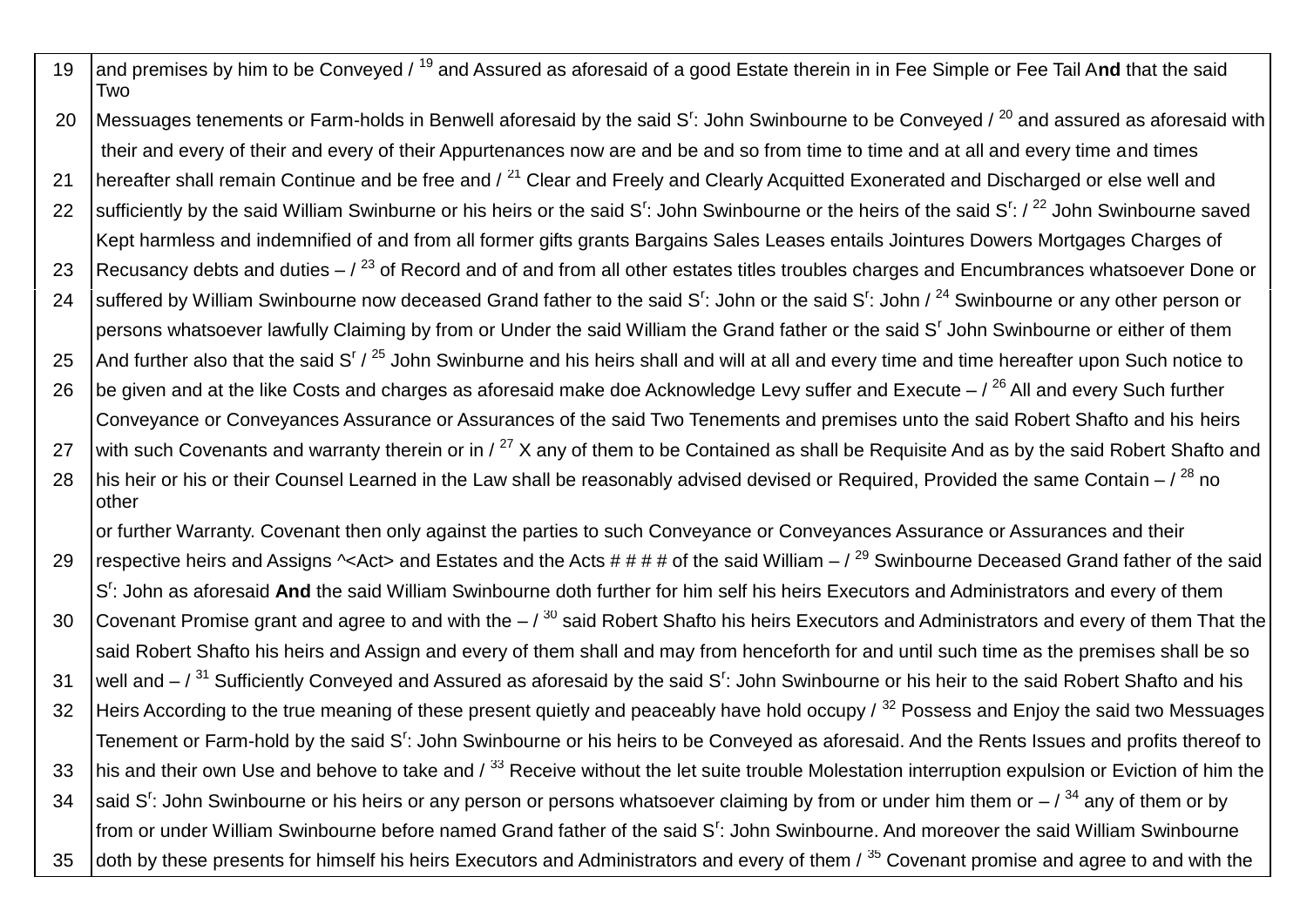| | |
|---|---|
| 19 | and premises by him to be Conveyed / [19] and Assured as aforesaid of a good Estate therein in in Fee Simple or Fee Tail A**nd** that the said Two |
| 20 | Messuages tenements or Farm-holds in Benwell aforesaid by the said S$^{r}$: John Swinbourne to be Conveyed / [20] and assured as aforesaid with their and every of their and every of their Appurtenances now are and be and so from time to time and at all and every time and times |
| 21 | hereafter shall remain Continue and be free and / [21] Clear and Freely and Clearly Acquitted Exonerated and Discharged or else well and |
| 22 | sufficiently by the said William Swinburne or his heirs or the said S$^{r}$: John Swinbourne or the heirs of the said S$^{r}$: / [22] John Swinbourne saved Kept harmless and indemnified of and from all former gifts grants Bargains Sales Leases entails Jointures Dowers Mortgages Charges of |
| 23 | Recusancy debts and duties – / [23] of Record and of and from all other estates titles troubles charges and Encumbrances whatsoever Done or |
| 24 | suffered by William Swinbourne now deceased Grand father to the said S$^{r}$: John or the said S$^{r}$: John / [24] Swinbourne or any other person or persons whatsoever lawfully Claiming by from or Under the said William the Grand father or the said S$^{r}$ John Swinbourne or either of them |
| 25 | And further also that the said S$^{r}$ / [25] John Swinburne and his heirs shall and will at all and every time and time hereafter upon Such notice to |
| 26 | be given and at the like Costs and charges as aforesaid make doe Acknowledge Levy suffer and Execute – / [26] All and every Such further Conveyance or Conveyances Assurance or Assurances of the said Two Tenements and premises unto the said Robert Shafto and his heirs |
| 27 | with such Covenants and warranty therein or in / [27] X any of them to be Contained as shall be Requisite And as by the said Robert Shafto and |
| 28 | his heir or his or their Counsel Learned in the Law shall be reasonably advised devised or Required, Provided the same Contain – / [28] no other or further Warranty. Covenant then only against the parties to such Conveyance or Conveyances Assurance or Assurances and their |
| 29 | respective heirs and Assigns ^<Act> and Estates and the Acts # # # # of the said William – / [29] Swinbourne Deceased Grand father of the said S$^{r}$: John as aforesaid **And** the said William Swinbourne doth further for him self his heirs Executors and Administrators and every of them |
| 30 | Covenant Promise grant and agree to and with the – / [30] said Robert Shafto his heirs Executors and Administrators and every of them That the said Robert Shafto his heirs and Assign and every of them shall and may from henceforth for and until such time as the premises shall be so |
| 31 | well and – / [31] Sufficiently Conveyed and Assured as aforesaid by the said S$^{r}$: John Swinbourne or his heir to the said Robert Shafto and his |
| 32 | Heirs According to the true meaning of these present quietly and peaceably have hold occupy / [32] Possess and Enjoy the said two Messuages Tenement or Farm-hold by the said S$^{r}$: John Swinbourne or his heirs to be Conveyed as aforesaid. And the Rents Issues and profits thereof to |
| 33 | his and their own Use and behove to take and / [33] Receive without the let suite trouble Molestation interruption expulsion or Eviction of him the |
| 34 | said S$^{r}$: John Swinbourne or his heirs or any person or persons whatsoever claiming by from or under him them or – / [34] any of them or by from or under William Swinbourne before named Grand father of the said S$^{r}$: John Swinbourne. And moreover the said William Swinbourne |
| 35 | doth by these presents for himself his heirs Executors and Administrators and every of them / [35] Covenant promise and agree to and with the |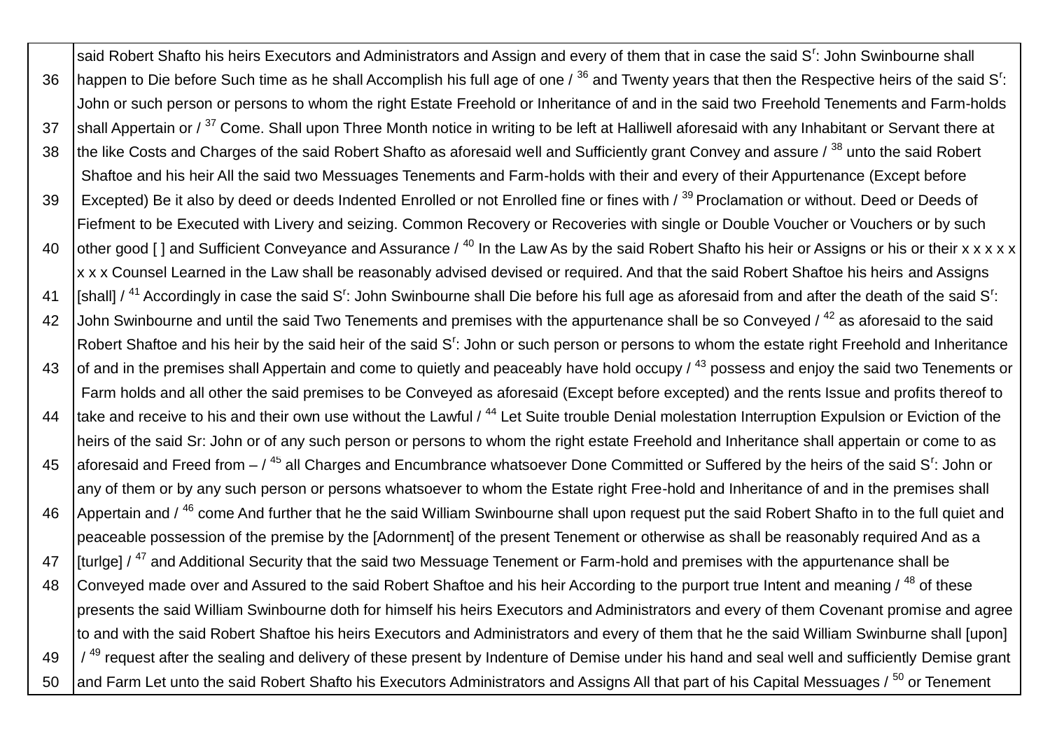| | |
|---|---|
| | said Robert Shafto his heirs Executors and Administrators and Assign and every of them that in case the said S$^r$: John Swinbourne shall |
| 36 | happen to Die before Such time as he shall Accomplish his full age of one / [36] and Twenty years that then the Respective heirs of the said S$^r$: |
| | John or such person or persons to whom the right Estate Freehold or Inheritance of and in the said two Freehold Tenements and Farm-holds |
| 37 | shall Appertain or / [37] Come. Shall upon Three Month notice in writing to be left at Halliwell aforesaid with any Inhabitant or Servant there at |
| 38 | the like Costs and Charges of the said Robert Shafto as aforesaid well and Sufficiently grant Convey and assure / [38] unto the said Robert |
| | Shaftoe and his heir All the said two Messuages Tenements and Farm-holds with their and every of their Appurtenance (Except before |
| 39 | Excepted) Be it also by deed or deeds Indented Enrolled or not Enrolled fine or fines with / [39] Proclamation or without. Deed or Deeds of |
| | Fiefment to be Executed with Livery and seizing. Common Recovery or Recoveries with single or Double Voucher or Vouchers or by such |
| 40 | other good [ ] and Sufficient Conveyance and Assurance / [40] In the Law As by the said Robert Shafto his heir or Assigns or his or their x x x x x |
| | x x x Counsel Learned in the Law shall be reasonably advised devised or required. And that the said Robert Shaftoe his heirs and Assigns |
| 41 | [shall] / [41] Accordingly in case the said S$^r$: John Swinbourne shall Die before his full age as aforesaid from and after the death of the said S$^r$: |
| 42 | John Swinbourne and until the said Two Tenements and premises with the appurtenance shall be so Conveyed / [42] as aforesaid to the said |
| | Robert Shaftoe and his heir by the said heir of the said S$^r$: John or such person or persons to whom the estate right Freehold and Inheritance |
| 43 | of and in the premises shall Appertain and come to quietly and peaceably have hold occupy / [43] possess and enjoy the said two Tenements or |
| | Farm holds and all other the said premises to be Conveyed as aforesaid (Except before excepted) and the rents Issue and profits thereof to |
| 44 | take and receive to his and their own use without the Lawful / [44] Let Suite trouble Denial molestation Interruption Expulsion or Eviction of the |
| | heirs of the said Sr: John or of any such person or persons to whom the right estate Freehold and Inheritance shall appertain or come to as |
| 45 | aforesaid and Freed from – / [45] all Charges and Encumbrance whatsoever Done Committed or Suffered by the heirs of the said S$^r$: John or |
| | any of them or by any such person or persons whatsoever to whom the Estate right Free-hold and Inheritance of and in the premises shall |
| 46 | Appertain and / [46] come And further that he the said William Swinbourne shall upon request put the said Robert Shafto in to the full quiet and |
| | peaceable possession of the premise by the [Adornment] of the present Tenement or otherwise as shall be reasonably required And as a |
| 47 | [turlge] / [47] and Additional Security that the said two Messuage Tenement or Farm-hold and premises with the appurtenance shall be |
| 48 | Conveyed made over and Assured to the said Robert Shaftoe and his heir According to the purport true Intent and meaning / [48] of these |
| | presents the said William Swinbourne doth for himself his heirs Executors and Administrators and every of them Covenant promise and agree |
| | to and with the said Robert Shaftoe his heirs Executors and Administrators and every of them that he the said William Swinburne shall [upon] |
| 49 | / [49] request after the sealing and delivery of these present by Indenture of Demise under his hand and seal well and sufficiently Demise grant |
| 50 | and Farm Let unto the said Robert Shafto his Executors Administrators and Assigns All that part of his Capital Messuages / [50] or Tenement |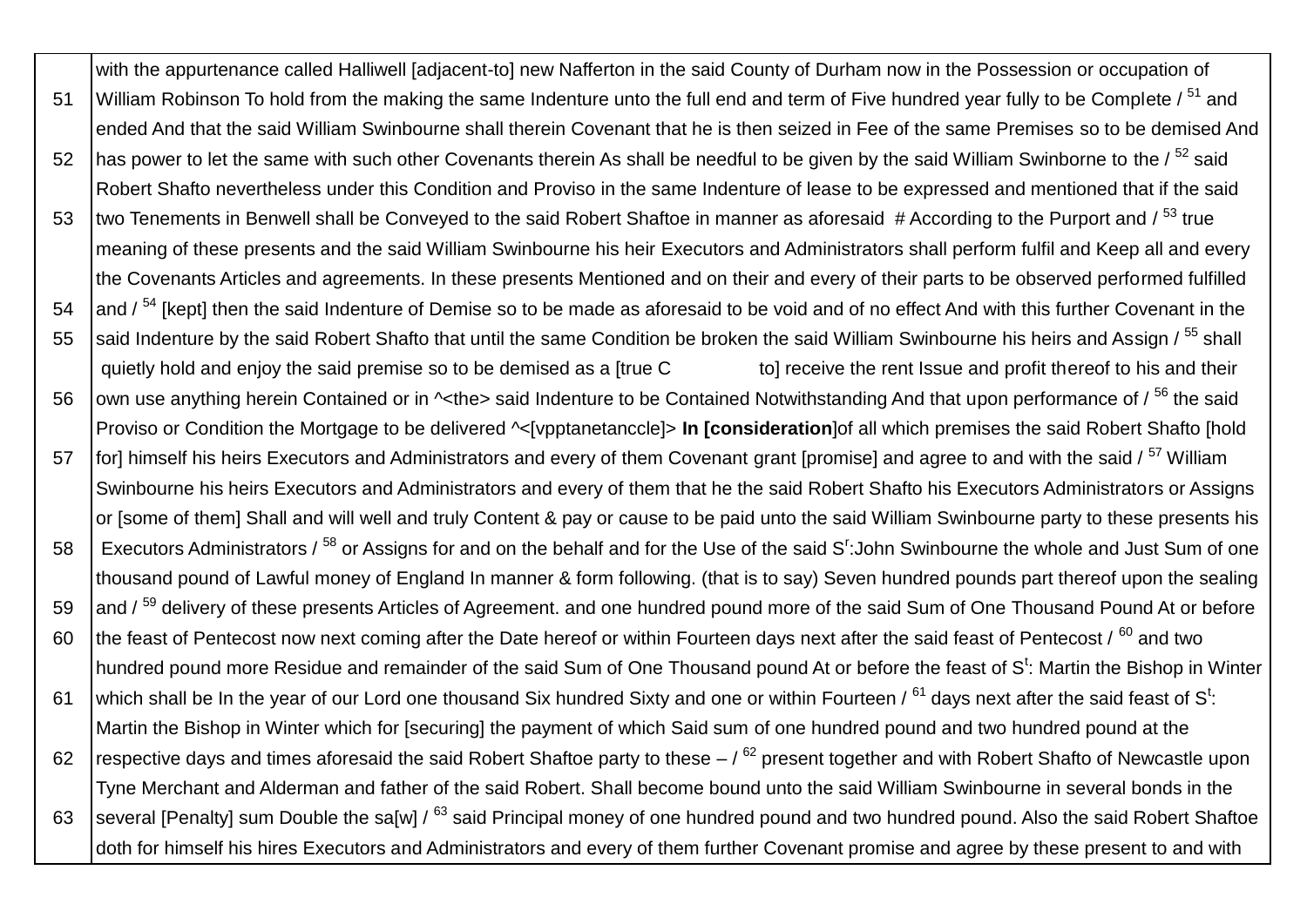|  | |
|---|---|
| | with the appurtenance called Halliwell [adjacent-to] new Nafferton in the said County of Durham now in the Possession or occupation of |
| 51 | William Robinson To hold from the making the same Indenture unto the full end and term of Five hundred year fully to be Complete / [51] and |
| | ended And that the said William Swinbourne shall therein Covenant that he is then seized in Fee of the same Premises so to be demised And |
| 52 | has power to let the same with such other Covenants therein As shall be needful to be given by the said William Swinborne to the / [52] said |
| | Robert Shafto nevertheless under this Condition and Proviso in the same Indenture of lease to be expressed and mentioned that if the said |
| 53 | two Tenements in Benwell shall be Conveyed to the said Robert Shaftoe in manner as aforesaid # According to the Purport and / [53] true |
| | meaning of these presents and the said William Swinbourne his heir Executors and Administrators shall perform fulfil and Keep all and every |
| | the Covenants Articles and agreements. In these presents Mentioned and on their and every of their parts to be observed performed fulfilled |
| 54 | and / [54] [kept] then the said Indenture of Demise so to be made as aforesaid to be void and of no effect And with this further Covenant in the |
| 55 | said Indenture by the said Robert Shafto that until the same Condition be broken the said William Swinbourne his heirs and Assign / [55] shall |
| | quietly hold and enjoy the said premise so to be demised as a [true C to] receive the rent Issue and profit thereof to his and their |
| 56 | own use anything herein Contained or in ^<the> said Indenture to be Contained Notwithstanding And that upon performance of / [56] the said |
| | Proviso or Condition the Mortgage to be delivered ^<[vpptanetanccle]> **In [consideration**]of all which premises the said Robert Shafto [hold |
| 57 | for] himself his heirs Executors and Administrators and every of them Covenant grant [promise] and agree to and with the said / [57] William |
| | Swinbourne his heirs Executors and Administrators and every of them that he the said Robert Shafto his Executors Administrators or Assigns |
| | or [some of them] Shall and will well and truly Content & pay or cause to be paid unto the said William Swinbourne party to these presents his |
| 58 | Executors Administrators / [58] or Assigns for and on the behalf and for the Use of the said S$^{r}$:John Swinbourne the whole and Just Sum of one |
| | thousand pound of Lawful money of England In manner & form following. (that is to say) Seven hundred pounds part thereof upon the sealing |
| 59 | and / [59] delivery of these presents Articles of Agreement. and one hundred pound more of the said Sum of One Thousand Pound At or before |
| 60 | the feast of Pentecost now next coming after the Date hereof or within Fourteen days next after the said feast of Pentecost / [60] and two |
| | hundred pound more Residue and remainder of the said Sum of One Thousand pound At or before the feast of S$^{t}$: Martin the Bishop in Winter |
| 61 | which shall be In the year of our Lord one thousand Six hundred Sixty and one or within Fourteen / [61] days next after the said feast of S$^{t}$: |
| | Martin the Bishop in Winter which for [securing] the payment of which Said sum of one hundred pound and two hundred pound at the |
| 62 | respective days and times aforesaid the said Robert Shaftoe party to these – / [62] present together and with Robert Shafto of Newcastle upon |
| | Tyne Merchant and Alderman and father of the said Robert. Shall become bound unto the said William Swinbourne in several bonds in the |
| 63 | several [Penalty] sum Double the sa[w] / [63] said Principal money of one hundred pound and two hundred pound. Also the said Robert Shaftoe |
| | doth for himself his hires Executors and Administrators and every of them further Covenant promise and agree by these present to and with |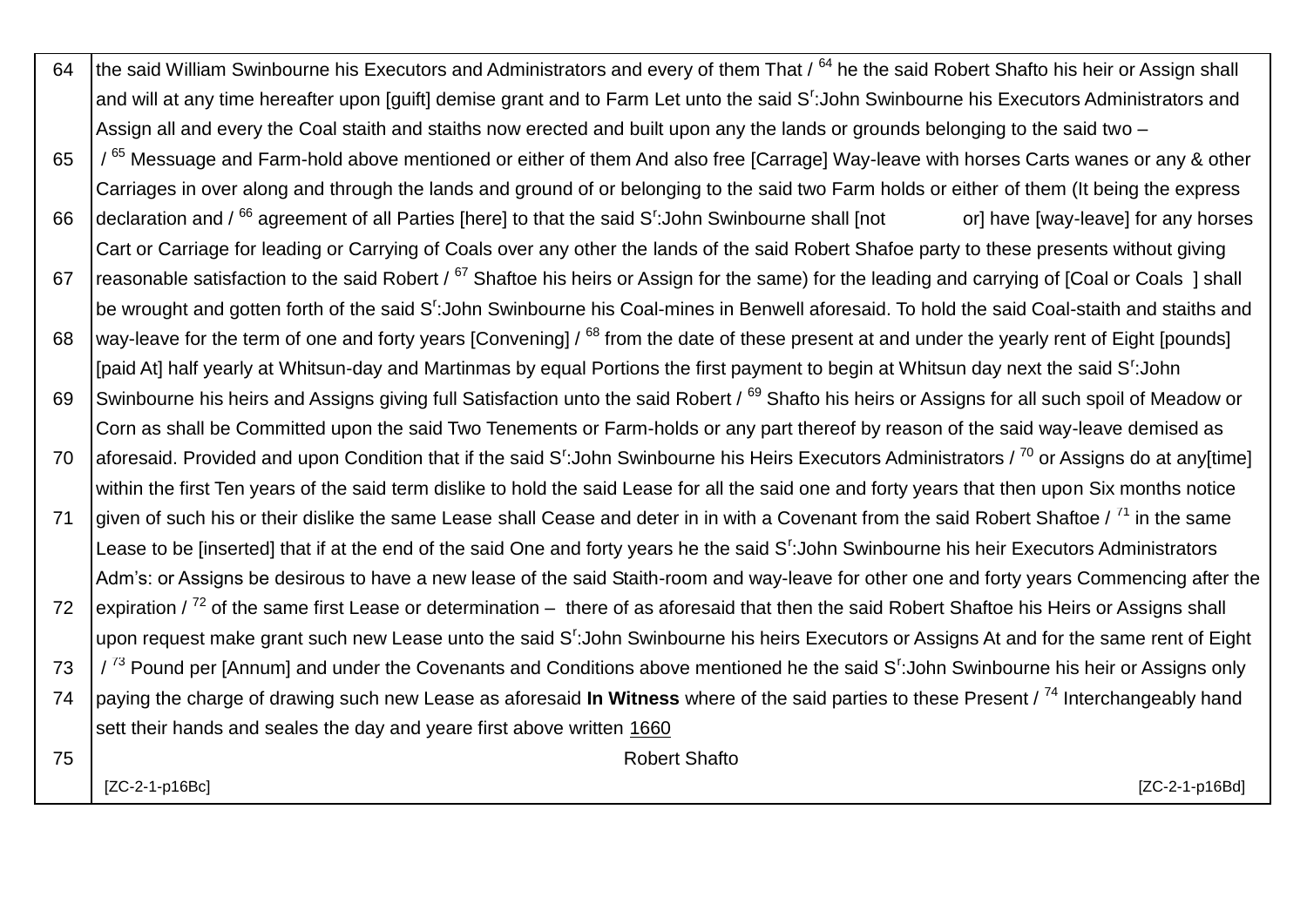| | |
|---|---|
| 64 | the said William Swinbourne his Executors and Administrators and every of them That / [64] he the said Robert Shafto his heir or Assign shall and will at any time hereafter upon [guift] demise grant and to Farm Let unto the said S$^{r}$:John Swinbourne his Executors Administrators and Assign all and every the Coal staith and staiths now erected and built upon any the lands or grounds belonging to the said two – |
| 65 | / [65] Messuage and Farm-hold above mentioned or either of them And also free [Carrage] Way-leave with horses Carts wanes or any & other Carriages in over along and through the lands and ground of or belonging to the said two Farm holds or either of them (It being the express |
| 66 | declaration and / [66] agreement of all Parties [here] to that the said S$^{r}$:John Swinbourne shall [not or] have [way-leave] for any horses Cart or Carriage for leading or Carrying of Coals over any other the lands of the said Robert Shafoe party to these presents without giving |
| 67 | reasonable satisfaction to the said Robert / [67] Shaftoe his heirs or Assign for the same) for the leading and carrying of [Coal or Coals ] shall be wrought and gotten forth of the said S$^{r}$:John Swinbourne his Coal-mines in Benwell aforesaid. To hold the said Coal-staith and staiths and |
| 68 | way-leave for the term of one and forty years [Convening] / [68] from the date of these present at and under the yearly rent of Eight [pounds] [paid At] half yearly at Whitsun-day and Martinmas by equal Portions the first payment to begin at Whitsun day next the said S$^{r}$:John |
| 69 | Swinbourne his heirs and Assigns giving full Satisfaction unto the said Robert / [69] Shafto his heirs or Assigns for all such spoil of Meadow or Corn as shall be Committed upon the said Two Tenements or Farm-holds or any part thereof by reason of the said way-leave demised as |
| 70 | aforesaid. Provided and upon Condition that if the said S$^{r}$:John Swinbourne his Heirs Executors Administrators / [70] or Assigns do at any[time] within the first Ten years of the said term dislike to hold the said Lease for all the said one and forty years that then upon Six months notice |
| 71 | given of such his or their dislike the same Lease shall Cease and deter in in with a Covenant from the said Robert Shaftoe / [71] in the same Lease to be [inserted] that if at the end of the said One and forty years he the said S$^{r}$:John Swinbourne his heir Executors Administrators Adm's: or Assigns be desirous to have a new lease of the said Staith-room and way-leave for other one and forty years Commencing after the |
| 72 | expiration / [72] of the same first Lease or determination – there of as aforesaid that then the said Robert Shaftoe his Heirs or Assigns shall upon request make grant such new Lease unto the said S$^{r}$:John Swinbourne his heirs Executors or Assigns At and for the same rent of Eight |
| 73 | / [73] Pound per [Annum] and under the Covenants and Conditions above mentioned he the said S$^{r}$:John Swinbourne his heir or Assigns only |
| 74 | paying the charge of drawing such new Lease as aforesaid **In Witness** where of the said parties to these Present / [74] Interchangeably hand sett their hands and seales the day and yeare first above written 1660 |
| 75 | Robert Shafto |
| | [ZC-2-1-p16Bc] [ZC-2-1-p16Bd] |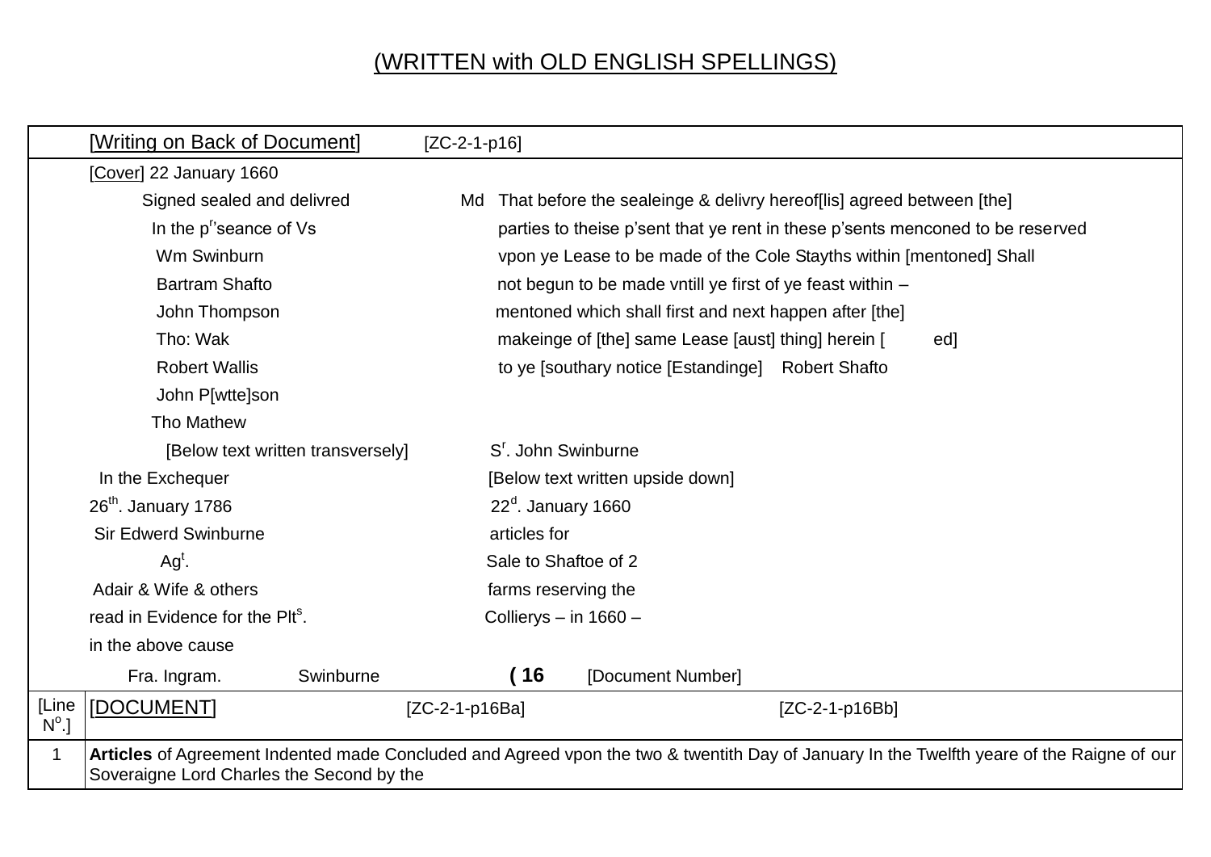(WRITTEN with OLD ENGLISH SPELLINGS)

| | [Writing on Back of Document] [ZC-2-1-p16] |
|---|---|
| | [Cover] 22 January 1660<br>Signed sealed and delivred In the p[r]'seance of Vs Wm Swinburn Bartram Shafto John Thompson Tho: Wak Robert Wallis John P[wtte]son Tho Mathew<br>Md That before the sealeinge & delivry hereof[lis] agreed between [the] parties to theise p'sent that ye rent in these p'sents menconed to be reserved vpon ye Lease to be made of the Cole Stayths within [mentoned] Shall not begun to be made vntill ye first of ye feast within – mentoned which shall first and next happen after [the] makeinge of [the] same Lease [aust] thing] herein [ ed] to ye [southary notice [Estandinge] Robert Shafto<br>[Below text written transversely] S[r]. John Swinburne<br>In the Exchequer 26[th]. January 1786 Sir Edwerd Swinburne Ag[t]. Adair & Wife & others read in Evidence for the Plt[s]. in the above cause<br>[Below text written upside down] 22[d]. January 1660 articles for Sale to Shaftoe of 2 farms reserving the Collierys – in 1660 –<br>Fra. Ingram. Swinburne **( 16** [Document Number] |
| [Line N[o].] | [DOCUMENT] [ZC-2-1-p16Ba] [ZC-2-1-p16Bb] |
| 1 | **Articles** of Agreement Indented made Concluded and Agreed vpon the two & twentith Day of January In the Twelfth yeare of the Raigne of our Soveraigne Lord Charles the Second by the |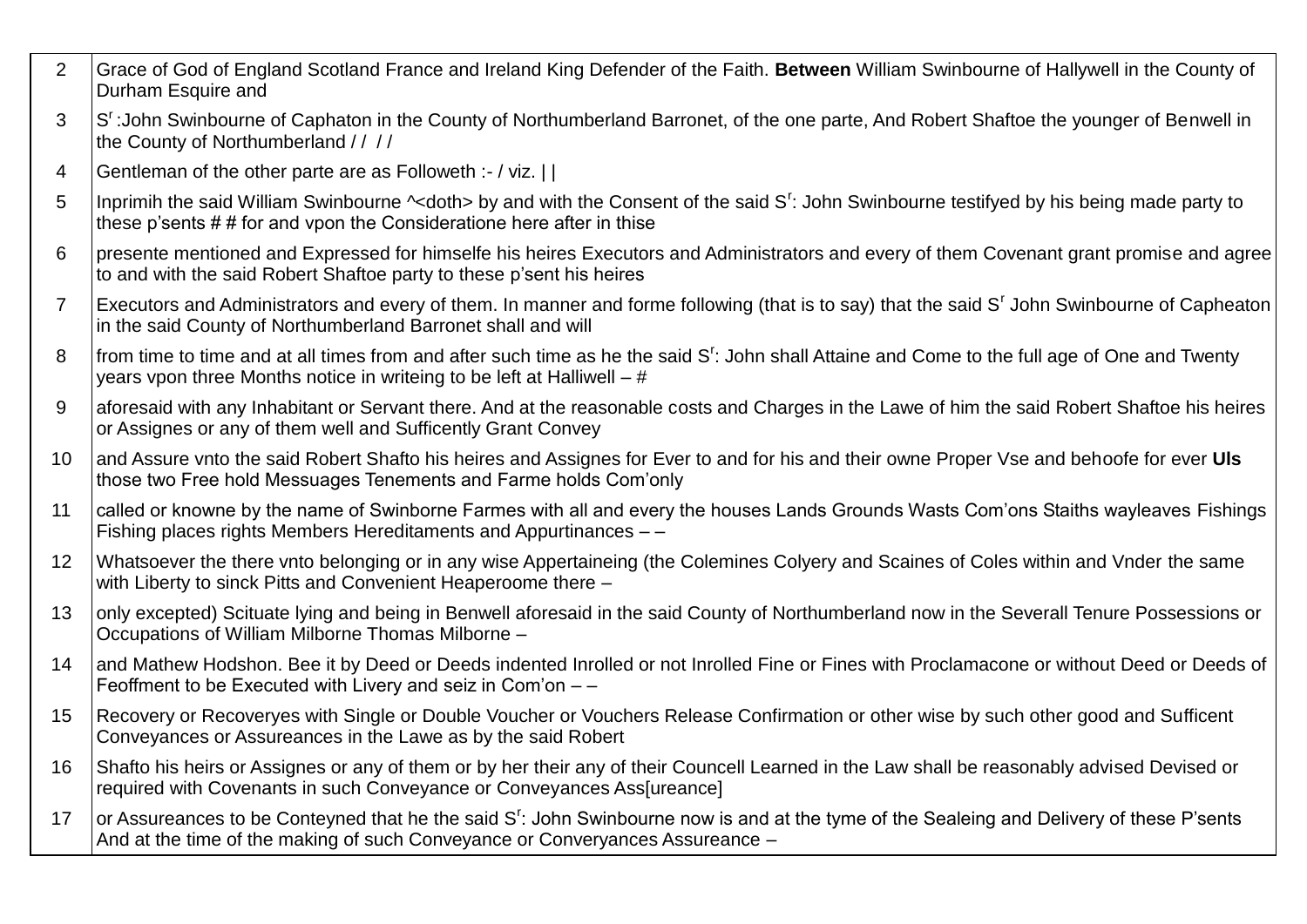| | |
|---|---|
| 2 | Grace of God of England Scotland France and Ireland King Defender of the Faith. **Between** William Swinbourne of Hallywell in the County of Durham Esquire and |
| 3 | S[r] :John Swinbourne of Caphaton in the County of Northumberland Barronet, of the one parte, And Robert Shaftoe the younger of Benwell in the County of Northumberland / / / / |
| 4 | Gentleman of the other parte are as Followeth :- / viz. \| \| |
| 5 | Inprimih the said William Swinbourne ^<doth> by and with the Consent of the said S[r]: John Swinbourne testifyed by his being made party to these p'sents # # for and vpon the Consideratione here after in thise |
| 6 | presente mentioned and Expressed for himselfe his heires Executors and Administrators and every of them Covenant grant promise and agree to and with the said Robert Shaftoe party to these p'sent his heires |
| 7 | Executors and Administrators and every of them. In manner and forme following (that is to say) that the said S[r] John Swinbourne of Capheaton in the said County of Northumberland Barronet shall and will |
| 8 | from time to time and at all times from and after such time as he the said S[r]: John shall Attaine and Come to the full age of One and Twenty years vpon three Months notice in writeing to be left at Halliwell – # |
| 9 | aforesaid with any Inhabitant or Servant there. And at the reasonable costs and Charges in the Lawe of him the said Robert Shaftoe his heires or Assignes or any of them well and Sufficently Grant Convey |
| 10 | and Assure vnto the said Robert Shafto his heires and Assignes for Ever to and for his and their owne Proper Vse and behoofe for ever **Uls** those two Free hold Messuages Tenements and Farme holds Com'only |
| 11 | called or knowne by the name of Swinborne Farmes with all and every the houses Lands Grounds Wasts Com'ons Staiths wayleaves Fishings Fishing places rights Members Hereditaments and Appurtinances – – |
| 12 | Whatsoever the there vnto belonging or in any wise Appertaineing (the Colemines Colyery and Scaines of Coles within and Vnder the same with Liberty to sinck Pitts and Convenient Heaperoome there – |
| 13 | only excepted) Scituate lying and being in Benwell aforesaid in the said County of Northumberland now in the Severall Tenure Possessions or Occupations of William Milborne Thomas Milborne – |
| 14 | and Mathew Hodshon. Bee it by Deed or Deeds indented Inrolled or not Inrolled Fine or Fines with Proclamacone or without Deed or Deeds of Feoffment to be Executed with Livery and seiz in Com'on – – |
| 15 | Recovery or Recoveryes with Single or Double Voucher or Vouchers Release Confirmation or other wise by such other good and Sufficent Conveyances or Assureances in the Lawe as by the said Robert |
| 16 | Shafto his heirs or Assignes or any of them or by her their any of their Councell Learned in the Law shall be reasonably advised Devised or required with Covenants in such Conveyance or Conveyances Ass[ureance] |
| 17 | or Assureances to be Conteyned that he the said S[r]: John Swinbourne now is and at the tyme of the Sealeing and Delivery of these P'sents And at the time of the making of such Conveyance or Converyances Assureance – |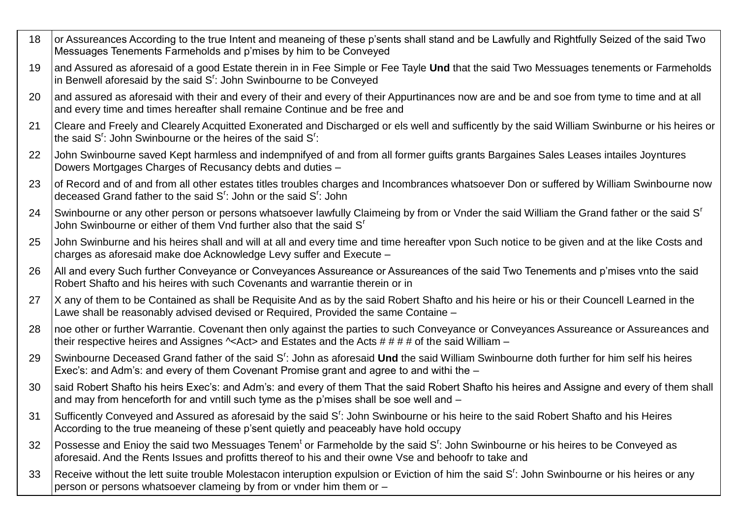| | |
|---|---|
| 18 | or Assureances According to the true Intent and meaneing of these p'sents shall stand and be Lawfully and Rightfully Seized of the said Two Messuages Tenements Farmeholds and p'mises by him to be Conveyed |
| 19 | and Assured as aforesaid of a good Estate therein in in Fee Simple or Fee Tayle **Und** that the said Two Messuages tenements or Farmeholds in Benwell aforesaid by the said S$^{r}$: John Swinbourne to be Conveyed |
| 20 | and assured as aforesaid with their and every of their and every of their Appurtinances now are and be and soe from tyme to time and at all and every time and times hereafter shall remaine Continue and be free and |
| 21 | Cleare and Freely and Clearely Acquitted Exonerated and Discharged or els well and sufficently by the said William Swinburne or his heires or the said S$^{r}$: John Swinbourne or the heires of the said S$^{r}$: |
| 22 | John Swinbourne saved Kept harmless and indempnifyed of and from all former guifts grants Bargaines Sales Leases intailes Joyntures Dowers Mortgages Charges of Recusancy debts and duties – |
| 23 | of Record and of and from all other estates titles troubles charges and Incombrances whatsoever Don or suffered by William Swinbourne now deceased Grand father to the said S$^{r}$: John or the said S$^{r}$: John |
| 24 | Swinbourne or any other person or persons whatsoever lawfully Claimeing by from or Vnder the said William the Grand father or the said S$^{r}$ John Swinbourne or either of them Vnd further also that the said S$^{r}$ |
| 25 | John Swinburne and his heires shall and will at all and every time and time hereafter vpon Such notice to be given and at the like Costs and charges as aforesaid make doe Acknowledge Levy suffer and Execute – |
| 26 | All and every Such further Conveyance or Conveyances Assureance or Assureances of the said Two Tenements and p'mises vnto the said Robert Shafto and his heires with such Covenants and warrantie therein or in |
| 27 | X any of them to be Contained as shall be Requisite And as by the said Robert Shafto and his heire or his or their Councell Learned in the Lawe shall be reasonably advised devised or Required, Provided the same Containe – |
| 28 | noe other or further Warrantie. Covenant then only against the parties to such Conveyance or Conveyances Assureance or Assureances and their respective heires and Assignes ^<Act> and Estates and the Acts # # # # of the said William – |
| 29 | Swinbourne Deceased Grand father of the said S$^{r}$: John as aforesaid **Und** the said William Swinbourne doth further for him self his heires Exec's: and Adm's: and every of them Covenant Promise grant and agree to and withi the – |
| 30 | said Robert Shafto his heirs Exec's: and Adm's: and every of them That the said Robert Shafto his heires and Assigne and every of them shall and may from henceforth for and vntill such tyme as the p'mises shall be soe well and – |
| 31 | Sufficently Conveyed and Assured as aforesaid by the said S$^{r}$: John Swinbourne or his heire to the said Robert Shafto and his Heires According to the true meaneing of these p'sent quietly and peaceably have hold occupy |
| 32 | Possesse and Enioy the said two Messuages Tenem$^{t}$ or Farmeholde by the said S$^{r}$: John Swinbourne or his heires to be Conveyed as aforesaid. And the Rents Issues and profitts thereof to his and their owne Vse and behoofr to take and |
| 33 | Receive without the lett suite trouble Molestacon interuption expulsion or Eviction of him the said S$^{r}$: John Swinbourne or his heires or any person or persons whatsoever clameing by from or vnder him them or – |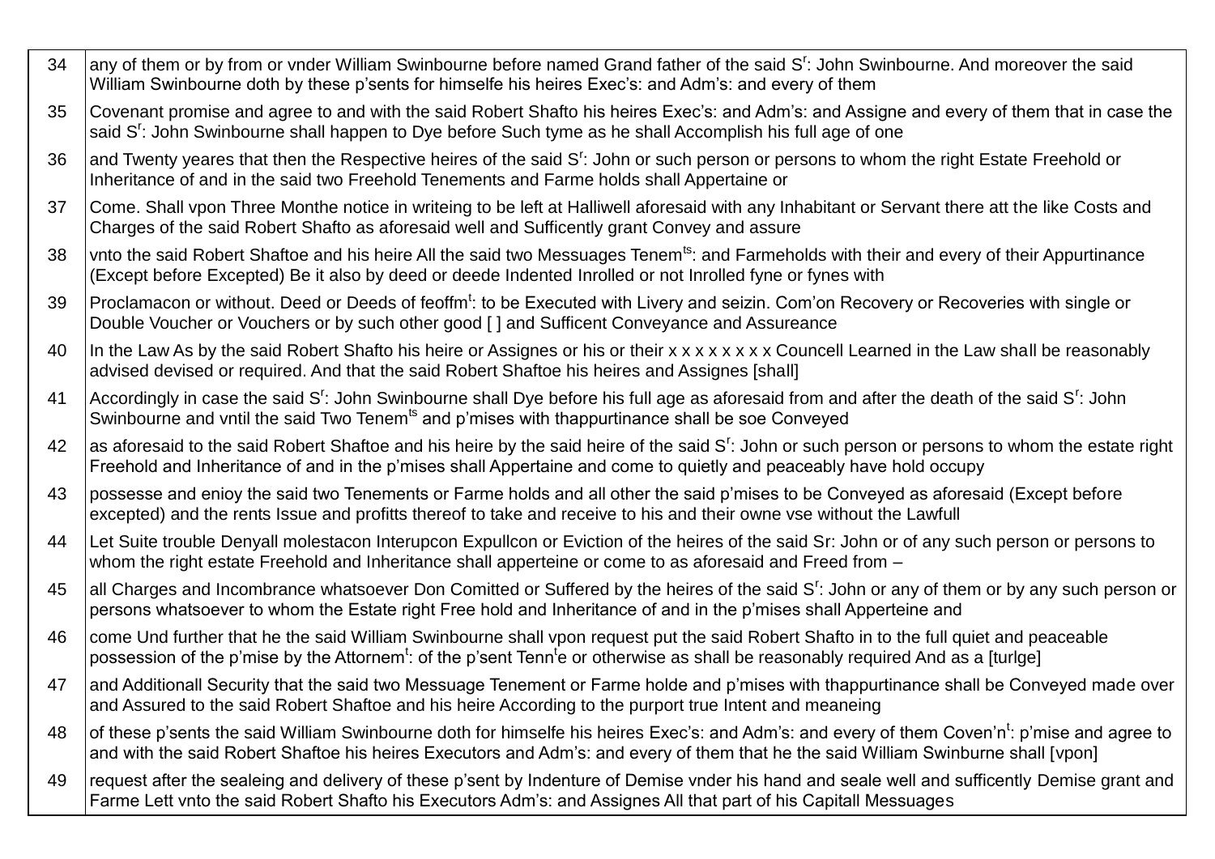| | |
|---|---|
| 34 | any of them or by from or vnder William Swinbourne before named Grand father of the said S[r]: John Swinbourne. And moreover the said William Swinbourne doth by these p'sents for himselfe his heires Exec's: and Adm's: and every of them |
| 35 | Covenant promise and agree to and with the said Robert Shafto his heires Exec's: and Adm's: and Assigne and every of them that in case the said S[r]: John Swinbourne shall happen to Dye before Such tyme as he shall Accomplish his full age of one |
| 36 | and Twenty yeares that then the Respective heires of the said S[r]: John or such person or persons to whom the right Estate Freehold or Inheritance of and in the said two Freehold Tenements and Farme holds shall Appertaine or |
| 37 | Come. Shall vpon Three Monthe notice in writeing to be left at Halliwell aforesaid with any Inhabitant or Servant there att the like Costs and Charges of the said Robert Shafto as aforesaid well and Sufficently grant Convey and assure |
| 38 | vnto the said Robert Shaftoe and his heire All the said two Messuages Tenem[ts]: and Farmeholds with their and every of their Appurtinance (Except before Excepted) Be it also by deed or deede Indented Inrolled or not Inrolled fyne or fynes with |
| 39 | Proclamacon or without. Deed or Deeds of feoffm[t]: to be Executed with Livery and seizin. Com'on Recovery or Recoveries with single or Double Voucher or Vouchers or by such other good [ ] and Sufficent Conveyance and Assureance |
| 40 | In the Law As by the said Robert Shafto his heire or Assignes or his or their x x x x x x x x Councell Learned in the Law shall be reasonably advised devised or required. And that the said Robert Shaftoe his heires and Assignes [shall] |
| 41 | Accordingly in case the said S[r]: John Swinbourne shall Dye before his full age as aforesaid from and after the death of the said S[r]: John Swinbourne and vntil the said Two Tenem[ts] and p'mises with thappurtinance shall be soe Conveyed |
| 42 | as aforesaid to the said Robert Shaftoe and his heire by the said heire of the said S[r]: John or such person or persons to whom the estate right Freehold and Inheritance of and in the p'mises shall Appertaine and come to quietly and peaceably have hold occupy |
| 43 | possesse and enioy the said two Tenements or Farme holds and all other the said p'mises to be Conveyed as aforesaid (Except before excepted) and the rents Issue and profitts thereof to take and receive to his and their owne vse without the Lawfull |
| 44 | Let Suite trouble Denyall molestacon Interupcon Expullcon or Eviction of the heires of the said Sr: John or of any such person or persons to whom the right estate Freehold and Inheritance shall apperteine or come to as aforesaid and Freed from – |
| 45 | all Charges and Incombrance whatsoever Don Comitted or Suffered by the heires of the said S[r]: John or any of them or by any such person or persons whatsoever to whom the Estate right Free hold and Inheritance of and in the p'mises shall Apperteine and |
| 46 | come Und further that he the said William Swinbourne shall vpon request put the said Robert Shafto in to the full quiet and peaceable possession of the p'mise by the Attornem[t]: of the p'sent Tenn[t]e or otherwise as shall be reasonably required And as a [turlge] |
| 47 | and Additionall Security that the said two Messuage Tenement or Farme holde and p'mises with thappurtinance shall be Conveyed made over and Assured to the said Robert Shaftoe and his heire According to the purport true Intent and meaneing |
| 48 | of these p'sents the said William Swinbourne doth for himselfe his heires Exec's: and Adm's: and every of them Coven'n[t]: p'mise and agree to and with the said Robert Shaftoe his heires Executors and Adm's: and every of them that he the said William Swinburne shall [vpon] |
| 49 | request after the sealeing and delivery of these p'sent by Indenture of Demise vnder his hand and seale well and sufficently Demise grant and Farme Lett vnto the said Robert Shafto his Executors Adm's: and Assignes All that part of his Capitall Messuages |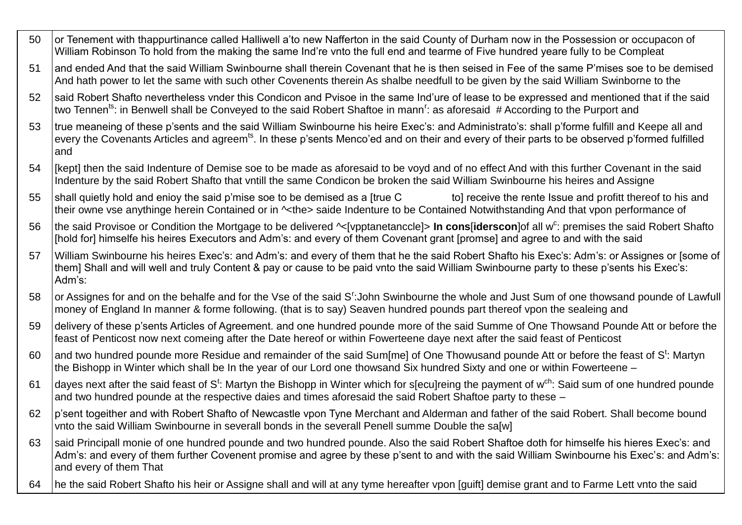| | |
|---|---|
| 50 | or Tenement with thappurtinance called Halliwell a'to new Nafferton in the said County of Durham now in the Possession or occupacon of William Robinson To hold from the making the same Ind're vnto the full end and tearme of Five hundred yeare fully to be Compleat |
| 51 | and ended And that the said William Swinbourne shall therein Covenant that he is then seised in Fee of the same P'mises soe to be demised And hath power to let the same with such other Covenents therein As shalbe needfull to be given by the said William Swinborne to the |
| 52 | said Robert Shafto nevertheless vnder this Condicon and Pvisoe in the same Ind'ure of lease to be expressed and mentioned that if the said two Tennen[ts]: in Benwell shall be Conveyed to the said Robert Shaftoe in mann[r]: as aforesaid # According to the Purport and |
| 53 | true meaneing of these p'sents and the said William Swinbourne his heire Exec's: and Administrato's: shall p'forme fulfill and Keepe all and every the Covenants Articles and agreem[ts]. In these p'sents Menco'ed and on their and every of their parts to be observed p'formed fulfilled and |
| 54 | [kept] then the said Indenture of Demise soe to be made as aforesaid to be voyd and of no effect And with this further Covenant in the said Indenture by the said Robert Shafto that vntill the same Condicon be broken the said William Swinbourne his heires and Assigne |
| 55 | shall quietly hold and enioy the said p'mise soe to be demised as a [true C to] receive the rente Issue and profitt thereof to his and their owne vse anythinge herein Contained or in ^<the> saide Indenture to be Contained Notwithstanding And that vpon performance of |
| 56 | the said Provisoe or Condition the Mortgage to be delivered ^<[vpptanetanccle]> **In cons**[**iderscon**]of all w[c]: premises the said Robert Shafto [hold for] himselfe his heires Executors and Adm's: and every of them Covenant grant [promse] and agree to and with the said |
| 57 | William Swinbourne his heires Exec's: and Adm's: and every of them that he the said Robert Shafto his Exec's: Adm's: or Assignes or [some of them] Shall and will well and truly Content & pay or cause to be paid vnto the said William Swinbourne party to these p'sents his Exec's: Adm's: |
| 58 | or Assignes for and on the behalfe and for the Vse of the said S[r]:John Swinbourne the whole and Just Sum of one thowsand pounde of Lawfull money of England In manner & forme following. (that is to say) Seaven hundred pounds part thereof vpon the sealeing and |
| 59 | delivery of these p'sents Articles of Agreement. and one hundred pounde more of the said Summe of One Thowsand Pounde Att or before the feast of Penticost now next comeing after the Date hereof or within Fowerteene daye next after the said feast of Penticost |
| 60 | and two hundred pounde more Residue and remainder of the said Sum[me] of One Thowusand pounde Att or before the feast of S[t]: Martyn the Bishopp in Winter which shall be In the year of our Lord one thowsand Six hundred Sixty and one or within Fowerteene – |
| 61 | dayes next after the said feast of S[t]: Martyn the Bishopp in Winter which for s[ecu]reing the payment of w[ch]: Said sum of one hundred pounde and two hundred pounde at the respective daies and times aforesaid the said Robert Shaftoe party to these – |
| 62 | p'sent togeither and with Robert Shafto of Newcastle vpon Tyne Merchant and Alderman and father of the said Robert. Shall become bound vnto the said William Swinbourne in severall bonds in the severall Penell summe Double the sa[w] |
| 63 | said Principall monie of one hundred pounde and two hundred pounde. Also the said Robert Shaftoe doth for himselfe his hieres Exec's: and Adm's: and every of them further Covenent promise and agree by these p'sent to and with the said William Swinbourne his Exec's: and Adm's: and every of them That |
| 64 | he the said Robert Shafto his heir or Assigne shall and will at any tyme hereafter vpon [guift] demise grant and to Farme Lett vnto the said |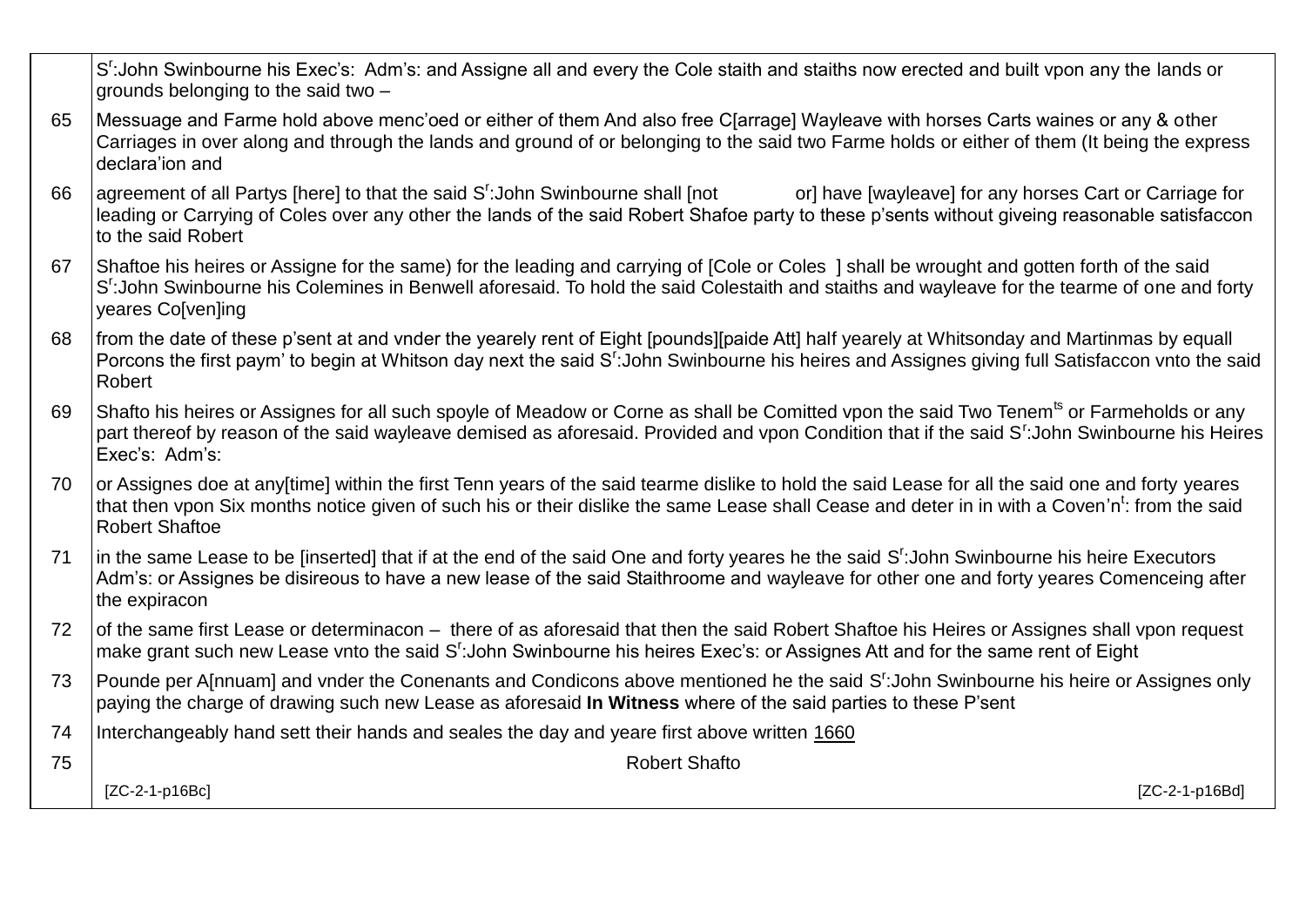| | |
|---|---|
| | S[r]:John Swinbourne his Exec's: Adm's: and Assigne all and every the Cole staith and staiths now erected and built vpon any the lands or grounds belonging to the said two – |
| 65 | Messuage and Farme hold above menc'oed or either of them And also free C[arrage] Wayleave with horses Carts waines or any & other Carriages in over along and through the lands and ground of or belonging to the said two Farme holds or either of them (It being the express declara'ion and |
| 66 | agreement of all Partys [here] to that the said S[r]:John Swinbourne shall [not or] have [wayleave] for any horses Cart or Carriage for leading or Carrying of Coles over any other the lands of the said Robert Shafoe party to these p'sents without giveing reasonable satisfaccon to the said Robert |
| 67 | Shaftoe his heires or Assigne for the same) for the leading and carrying of [Cole or Coles ] shall be wrought and gotten forth of the said S[r]:John Swinbourne his Colemines in Benwell aforesaid. To hold the said Colestaith and staiths and wayleave for the tearme of one and forty yeares Co[ven]ing |
| 68 | from the date of these p'sent at and vnder the yearely rent of Eight [pounds][paide Att] half yearely at Whitsonday and Martinmas by equall Porcons the first paym' to begin at Whitson day next the said S[r]:John Swinbourne his heires and Assignes giving full Satisfaccon vnto the said Robert |
| 69 | Shafto his heires or Assignes for all such spoyle of Meadow or Corne as shall be Comitted vpon the said Two Tenem[ts] or Farmeholds or any part thereof by reason of the said wayleave demised as aforesaid. Provided and vpon Condition that if the said S[r]:John Swinbourne his Heires Exec's: Adm's: |
| 70 | or Assignes doe at any[time] within the first Tenn years of the said tearme dislike to hold the said Lease for all the said one and forty yeares that then vpon Six months notice given of such his or their dislike the same Lease shall Cease and deter in in with a Coven'n[t]: from the said Robert Shaftoe |
| 71 | in the same Lease to be [inserted] that if at the end of the said One and forty yeares he the said S[r]:John Swinbourne his heire Executors Adm's: or Assignes be disireous to have a new lease of the said Staithroome and wayleave for other one and forty yeares Comenceing after the expiracon |
| 72 | of the same first Lease or determinacon – there of as aforesaid that then the said Robert Shaftoe his Heires or Assignes shall vpon request make grant such new Lease vnto the said S[r]:John Swinbourne his heires Exec's: or Assignes Att and for the same rent of Eight |
| 73 | Pounde per A[nnuam] and vnder the Conenants and Condicons above mentioned he the said S[r]:John Swinbourne his heire or Assignes only paying the charge of drawing such new Lease as aforesaid **In Witness** where of the said parties to these P'sent |
| 74 | Interchangeably hand sett their hands and seales the day and yeare first above written 1660 |
| 75 | Robert Shafto |
| | [ZC-2-1-p16Bc] [ZC-2-1-p16Bd] |